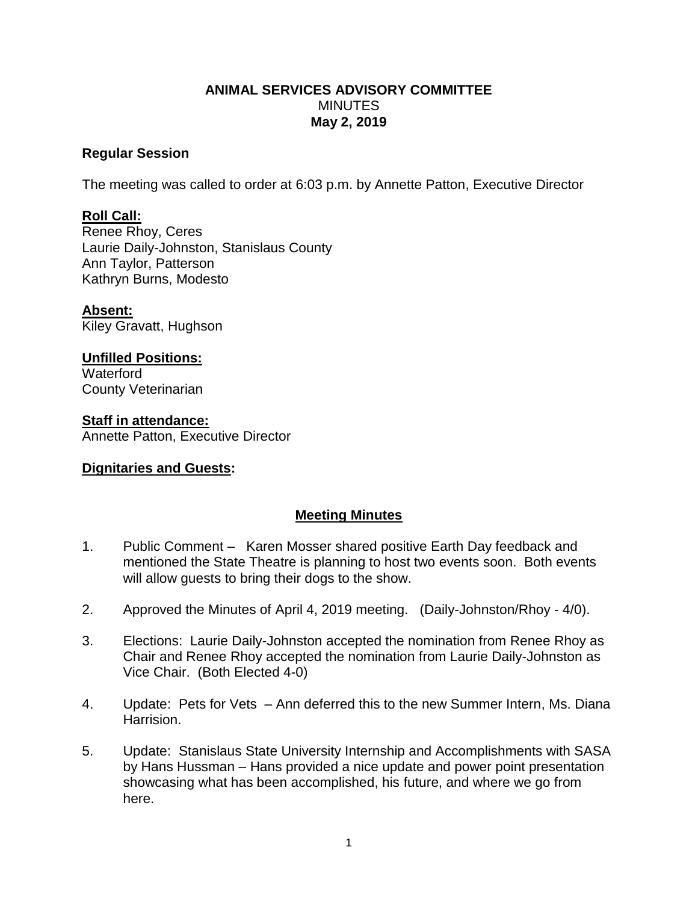# ANIMAL SERVICES ADVISORY COMMITTEE

MINUTES

**May 2, 2019**

## Regular Session

The meeting was called to order at 6:03 p.m. by Annette Patton, Executive Director

**Roll Call:**

Renee Rhoy, Ceres
Laurie Daily-Johnston, Stanislaus County
Ann Taylor, Patterson
Kathryn Burns, Modesto

**Absent:**

Kiley Gravatt, Hughson

**Unfilled Positions:**

Waterford
County Veterinarian

**Staff in attendance:**

Annette Patton, Executive Director

**Dignitaries and Guests:**

## Meeting Minutes

1. Public Comment – Karen Mosser shared positive Earth Day feedback and mentioned the State Theatre is planning to host two events soon. Both events will allow guests to bring their dogs to the show.

2. Approved the Minutes of April 4, 2019 meeting. (Daily-Johnston/Rhoy - 4/0).

3. Elections: Laurie Daily-Johnston accepted the nomination from Renee Rhoy as Chair and Renee Rhoy accepted the nomination from Laurie Daily-Johnston as Vice Chair. (Both Elected 4-0)

4. Update: Pets for Vets – Ann deferred this to the new Summer Intern, Ms. Diana Harrision.

5. Update: Stanislaus State University Internship and Accomplishments with SASA by Hans Hussman – Hans provided a nice update and power point presentation showcasing what has been accomplished, his future, and where we go from here.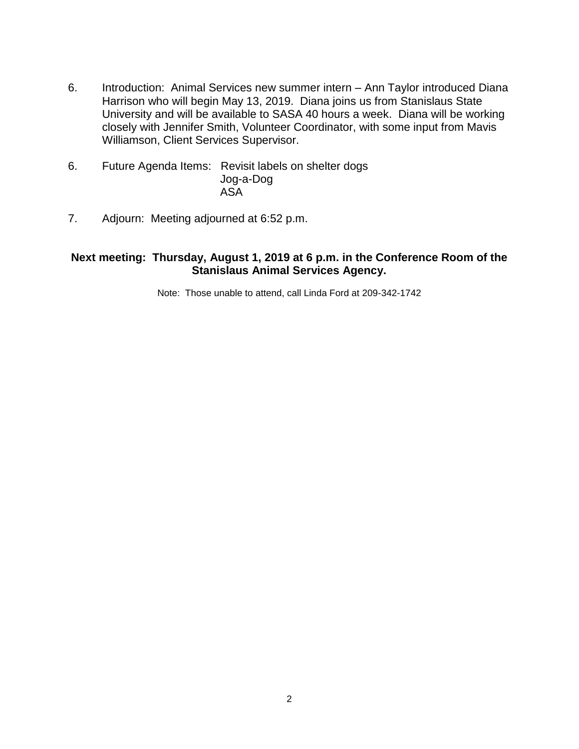6. Introduction: Animal Services new summer intern – Ann Taylor introduced Diana Harrison who will begin May 13, 2019. Diana joins us from Stanislaus State University and will be available to SASA 40 hours a week. Diana will be working closely with Jennifer Smith, Volunteer Coordinator, with some input from Mavis Williamson, Client Services Supervisor.

6. Future Agenda Items: Revisit labels on shelter dogs
   Jog-a-Dog
   ASA

7. Adjourn: Meeting adjourned at 6:52 p.m.

**Next meeting: Thursday, August 1, 2019 at 6 p.m. in the Conference Room of the Stanislaus Animal Services Agency.**

Note: Those unable to attend, call Linda Ford at 209-342-1742